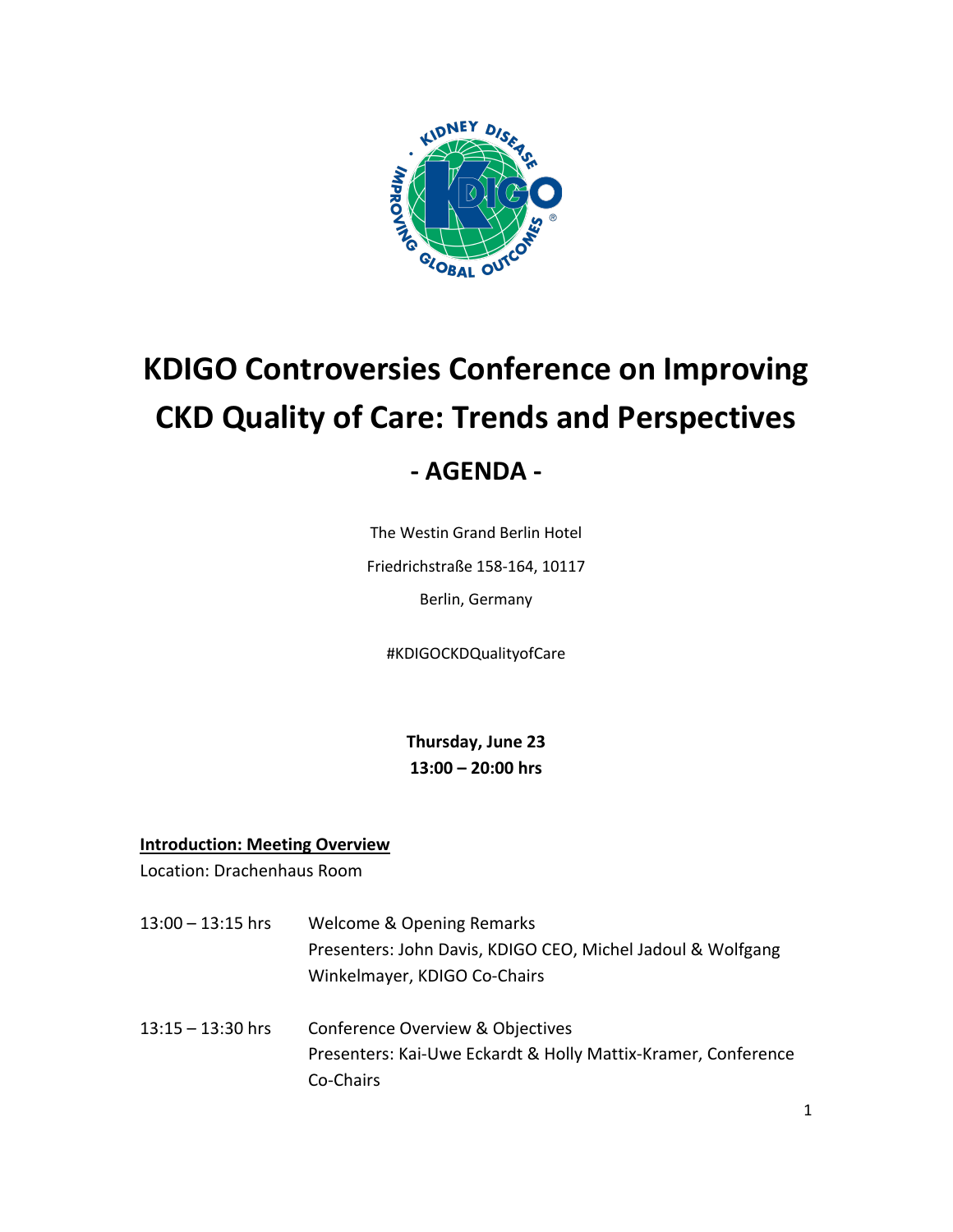# KDIGO Controversies Conference on Improving CKD Quality of Care: Trends and Perspectives

## - AGENDA -

The Westin Grand Berlin Hotel

Friedrichstraße 158-164, 10117

Berlin, Germany

#KDIGOCKDQualityofCare

**Thursday, June 23**
**13:00 – 20:00 hrs**

**Introduction: Meeting Overview**

Location: Drachenhaus Room

13:00 – 13:15 hrs    Welcome & Opening Remarks
Presenters: John Davis, KDIGO CEO, Michel Jadoul & Wolfgang Winkelmayer, KDIGO Co-Chairs

13:15 – 13:30 hrs    Conference Overview & Objectives
Presenters: Kai-Uwe Eckardt & Holly Mattix-Kramer, Conference Co-Chairs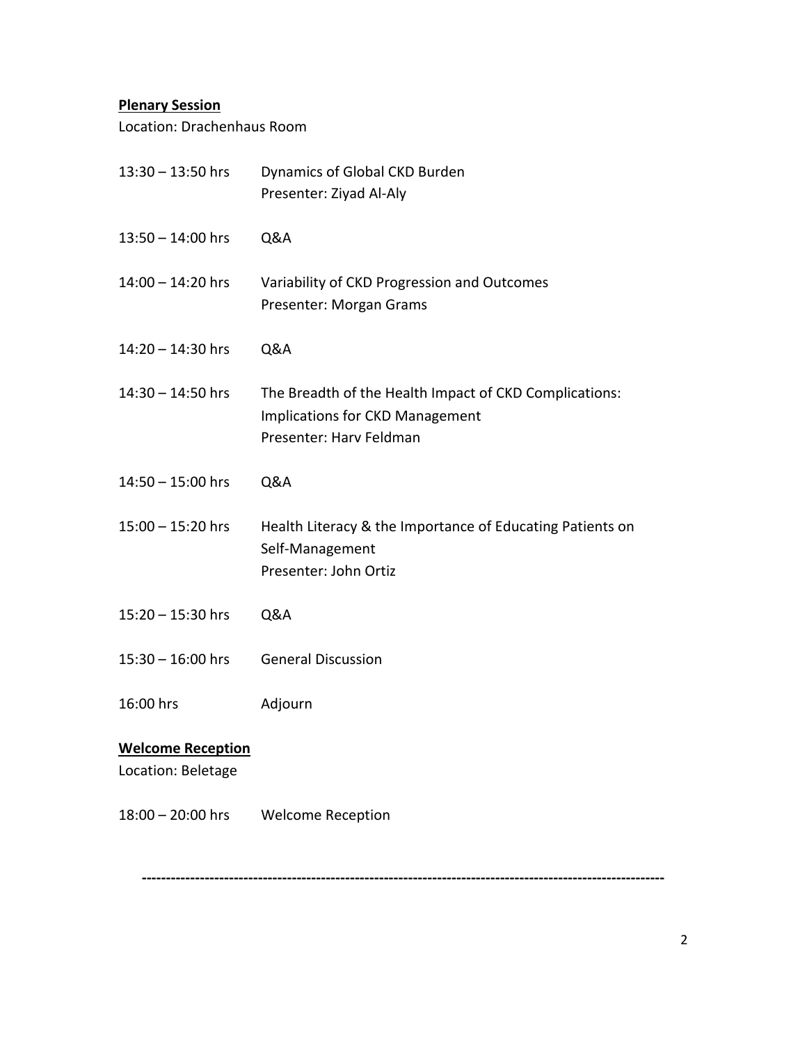**Plenary Session**

Location: Drachenhaus Room

| | |
|---|---|
| 13:30 – 13:50 hrs | Dynamics of Global CKD Burden<br>Presenter: Ziyad Al-Aly |
| 13:50 – 14:00 hrs | Q&A |
| 14:00 – 14:20 hrs | Variability of CKD Progression and Outcomes<br>Presenter: Morgan Grams |
| 14:20 – 14:30 hrs | Q&A |
| 14:30 – 14:50 hrs | The Breadth of the Health Impact of CKD Complications: Implications for CKD Management<br>Presenter: Harv Feldman |
| 14:50 – 15:00 hrs | Q&A |
| 15:00 – 15:20 hrs | Health Literacy & the Importance of Educating Patients on Self-Management<br>Presenter: John Ortiz |
| 15:20 – 15:30 hrs | Q&A |
| 15:30 – 16:00 hrs | General Discussion |
| 16:00 hrs | Adjourn |

**Welcome Reception**

Location: Beletage

| | |
|---|---|
| 18:00 – 20:00 hrs | Welcome Reception |

---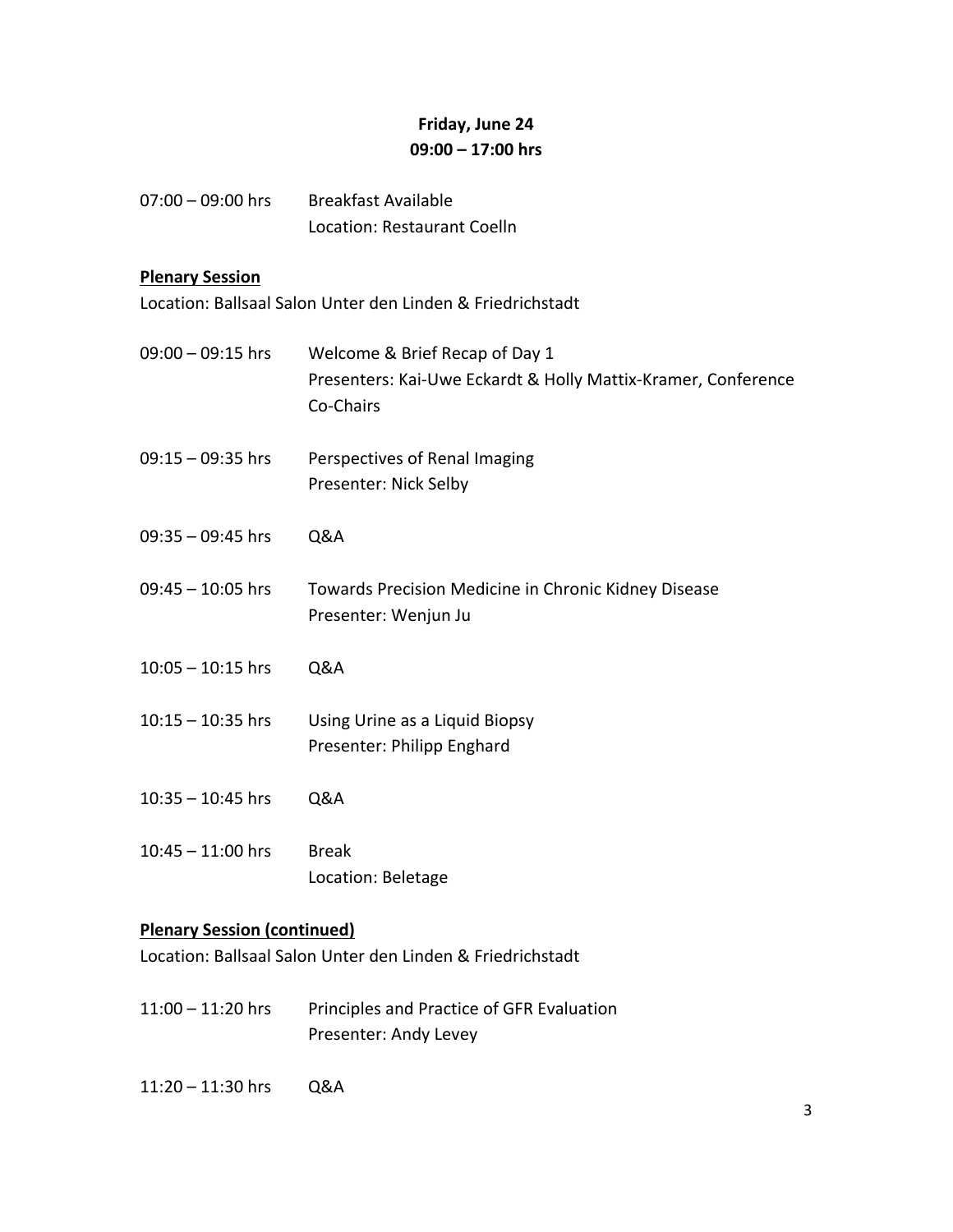**Friday, June 24**
**09:00 – 17:00 hrs**

07:00 – 09:00 hrs Breakfast Available
Location: Restaurant Coelln

**Plenary Session**

Location: Ballsaal Salon Unter den Linden & Friedrichstadt

09:00 – 09:15 hrs Welcome & Brief Recap of Day 1
Presenters: Kai-Uwe Eckardt & Holly Mattix-Kramer, Conference Co-Chairs

09:15 – 09:35 hrs Perspectives of Renal Imaging
Presenter: Nick Selby

09:35 – 09:45 hrs Q&A

09:45 – 10:05 hrs Towards Precision Medicine in Chronic Kidney Disease
Presenter: Wenjun Ju

10:05 – 10:15 hrs Q&A

10:15 – 10:35 hrs Using Urine as a Liquid Biopsy
Presenter: Philipp Enghard

10:35 – 10:45 hrs Q&A

10:45 – 11:00 hrs Break
Location: Beletage

**Plenary Session (continued)**

Location: Ballsaal Salon Unter den Linden & Friedrichstadt

11:00 – 11:20 hrs Principles and Practice of GFR Evaluation
Presenter: Andy Levey

11:20 – 11:30 hrs Q&A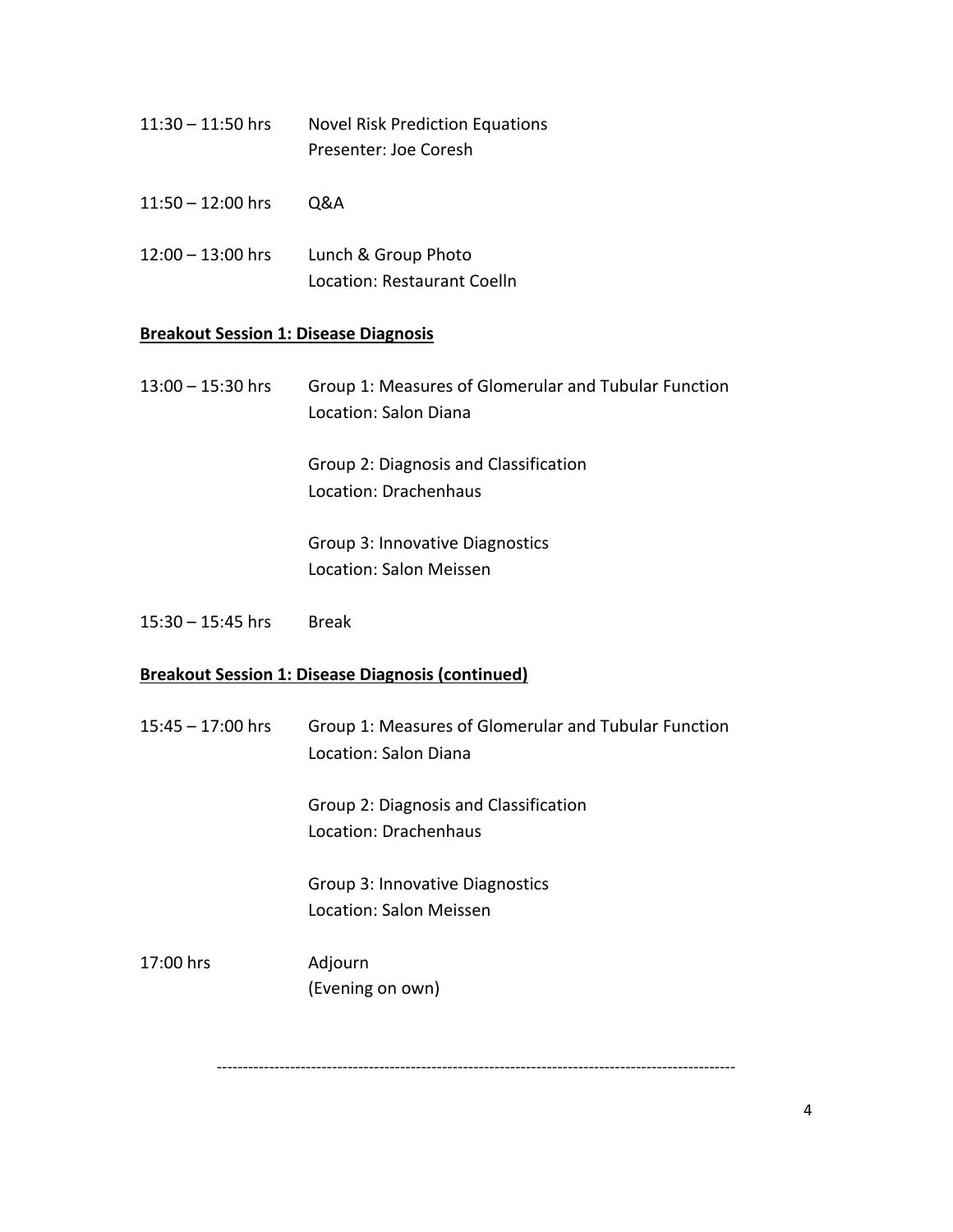11:30 – 11:50 hrs Novel Risk Prediction Equations
Presenter: Joe Coresh

11:50 – 12:00 hrs Q&A

12:00 – 13:00 hrs Lunch & Group Photo
Location: Restaurant Coelln

**Breakout Session 1: Disease Diagnosis**

13:00 – 15:30 hrs Group 1: Measures of Glomerular and Tubular Function
Location: Salon Diana

Group 2: Diagnosis and Classification
Location: Drachenhaus

Group 3: Innovative Diagnostics
Location: Salon Meissen

15:30 – 15:45 hrs Break

**Breakout Session 1: Disease Diagnosis (continued)**

15:45 – 17:00 hrs Group 1: Measures of Glomerular and Tubular Function
Location: Salon Diana

Group 2: Diagnosis and Classification
Location: Drachenhaus

Group 3: Innovative Diagnostics
Location: Salon Meissen

17:00 hrs Adjourn
(Evening on own)

---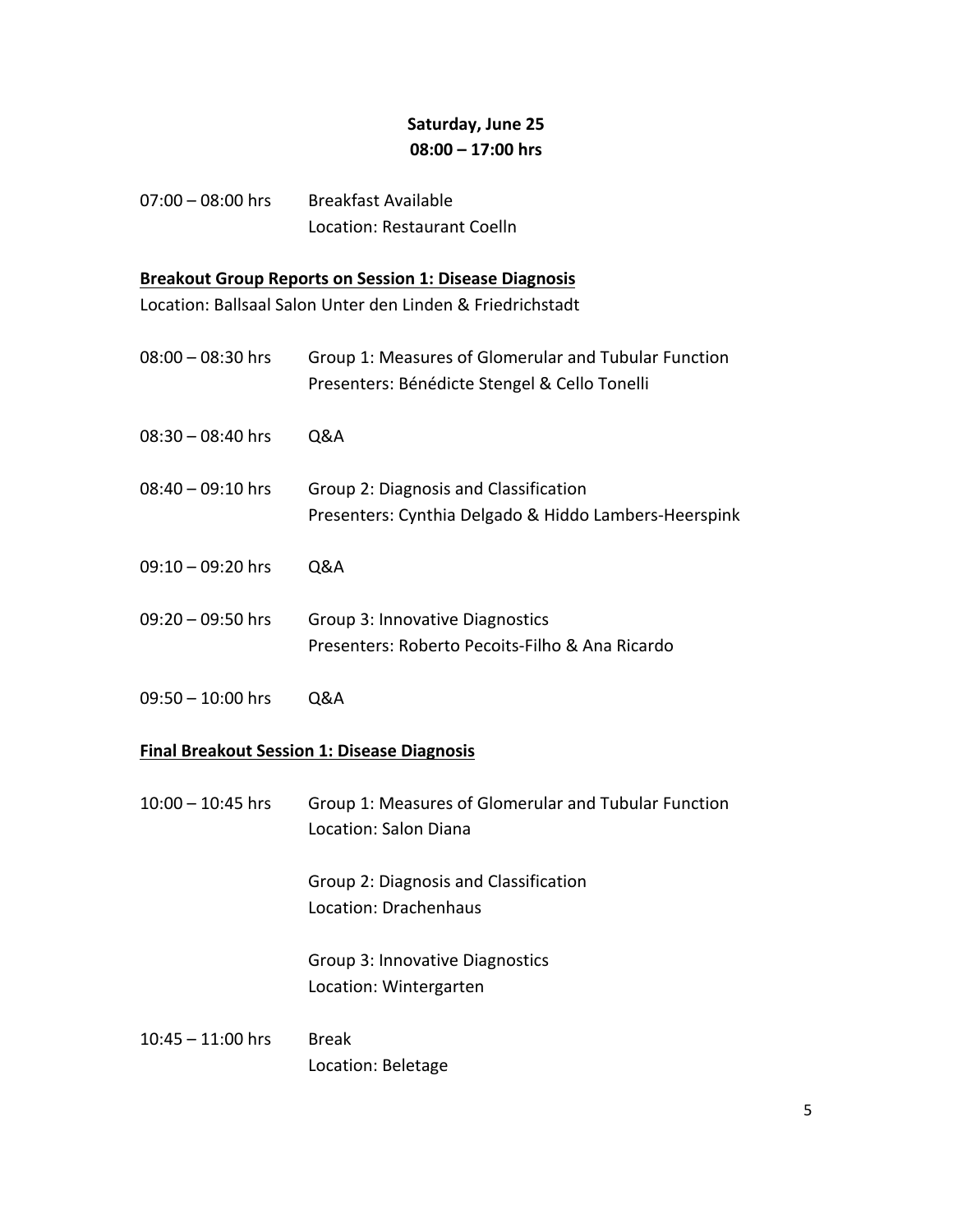**Saturday, June 25**
**08:00 – 17:00 hrs**

07:00 – 08:00 hrs Breakfast Available
Location: Restaurant Coelln

**Breakout Group Reports on Session 1: Disease Diagnosis**

Location: Ballsaal Salon Unter den Linden & Friedrichstadt

08:00 – 08:30 hrs Group 1: Measures of Glomerular and Tubular Function
Presenters: Bénédicte Stengel & Cello Tonelli

08:30 – 08:40 hrs Q&A

08:40 – 09:10 hrs Group 2: Diagnosis and Classification
Presenters: Cynthia Delgado & Hiddo Lambers-Heerspink

09:10 – 09:20 hrs Q&A

09:20 – 09:50 hrs Group 3: Innovative Diagnostics
Presenters: Roberto Pecoits-Filho & Ana Ricardo

09:50 – 10:00 hrs Q&A

**Final Breakout Session 1: Disease Diagnosis**

10:00 – 10:45 hrs Group 1: Measures of Glomerular and Tubular Function
Location: Salon Diana

Group 2: Diagnosis and Classification
Location: Drachenhaus

Group 3: Innovative Diagnostics
Location: Wintergarten

10:45 – 11:00 hrs Break
Location: Beletage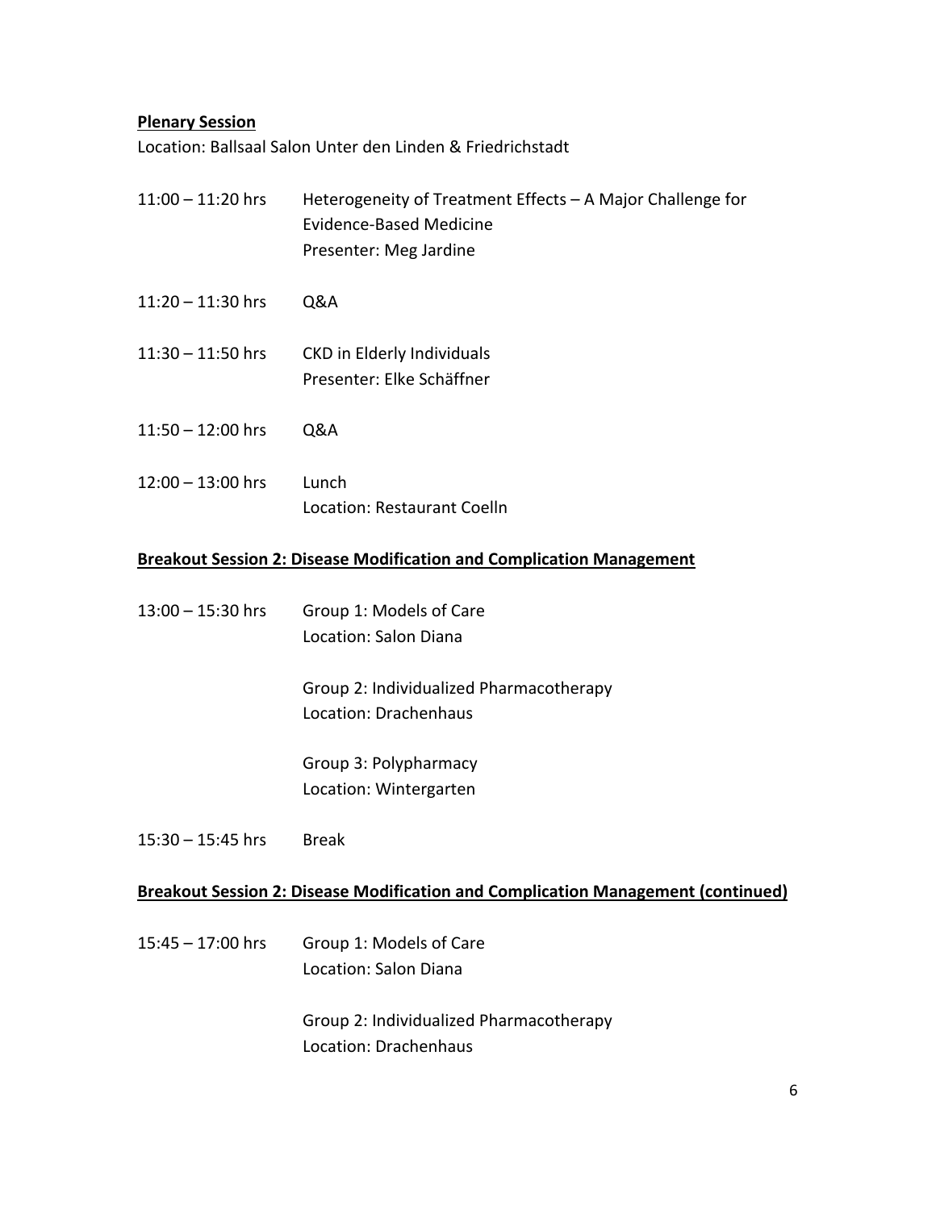**Plenary Session**

Location: Ballsaal Salon Unter den Linden & Friedrichstadt

| | |
|---|---|
| 11:00 – 11:20 hrs | Heterogeneity of Treatment Effects – A Major Challenge for Evidence-Based Medicine<br>Presenter: Meg Jardine |
| 11:20 – 11:30 hrs | Q&A |
| 11:30 – 11:50 hrs | CKD in Elderly Individuals<br>Presenter: Elke Schäffner |
| 11:50 – 12:00 hrs | Q&A |
| 12:00 – 13:00 hrs | Lunch<br>Location: Restaurant Coelln |

**Breakout Session 2: Disease Modification and Complication Management**

| | |
|---|---|
| 13:00 – 15:30 hrs | Group 1: Models of Care<br>Location: Salon Diana |
| | Group 2: Individualized Pharmacotherapy<br>Location: Drachenhaus |
| | Group 3: Polypharmacy<br>Location: Wintergarten |
| 15:30 – 15:45 hrs | Break |

**Breakout Session 2: Disease Modification and Complication Management (continued)**

| | |
|---|---|
| 15:45 – 17:00 hrs | Group 1: Models of Care<br>Location: Salon Diana |
| | Group 2: Individualized Pharmacotherapy<br>Location: Drachenhaus |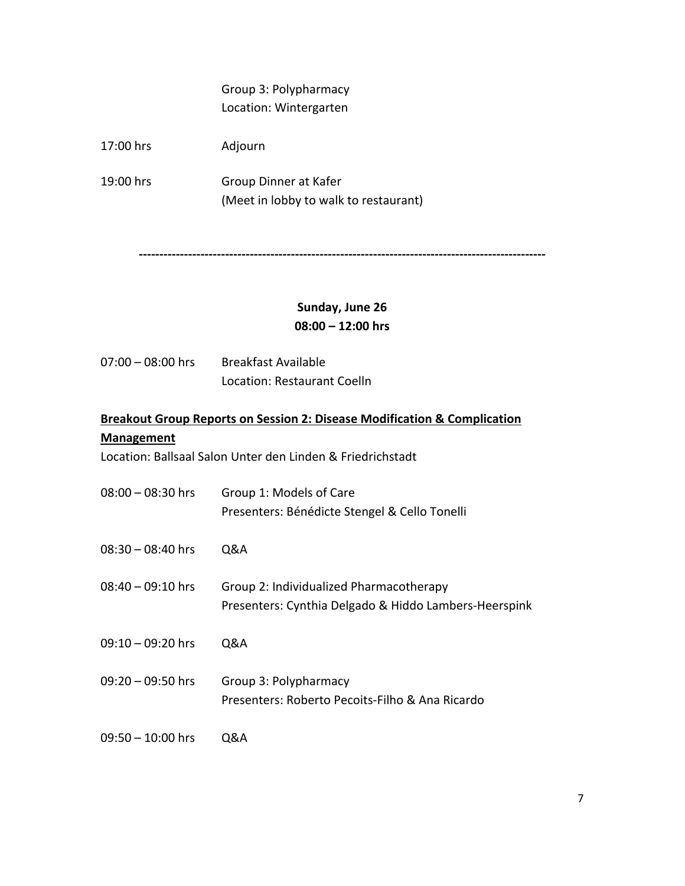Group 3: Polypharmacy
Location: Wintergarten

17:00 hrs Adjourn

19:00 hrs Group Dinner at Kafer
(Meet in lobby to walk to restaurant)

---

**Sunday, June 26**
**08:00 – 12:00 hrs**

07:00 – 08:00 hrs Breakfast Available
Location: Restaurant Coelln

**Breakout Group Reports on Session 2: Disease Modification & Complication Management**

Location: Ballsaal Salon Unter den Linden & Friedrichstadt

08:00 – 08:30 hrs Group 1: Models of Care
Presenters: Bénédicte Stengel & Cello Tonelli

08:30 – 08:40 hrs Q&A

08:40 – 09:10 hrs Group 2: Individualized Pharmacotherapy
Presenters: Cynthia Delgado & Hiddo Lambers-Heerspink

09:10 – 09:20 hrs Q&A

09:20 – 09:50 hrs Group 3: Polypharmacy
Presenters: Roberto Pecoits-Filho & Ana Ricardo

09:50 – 10:00 hrs Q&A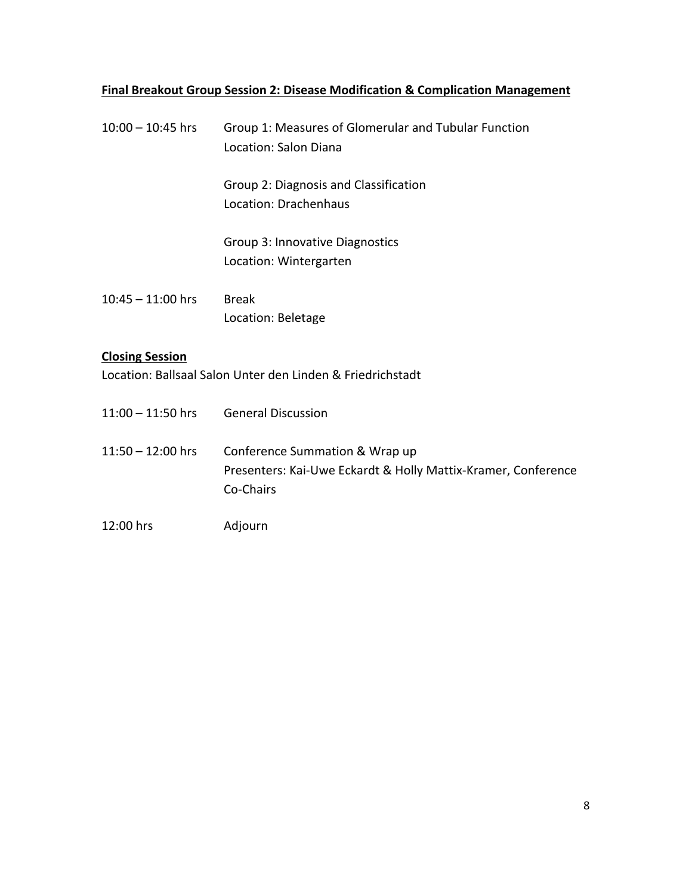**Final Breakout Group Session 2: Disease Modification & Complication Management**

10:00 – 10:45 hrs Group 1: Measures of Glomerular and Tubular Function
Location: Salon Diana

Group 2: Diagnosis and Classification
Location: Drachenhaus

Group 3: Innovative Diagnostics
Location: Wintergarten

10:45 – 11:00 hrs Break
Location: Beletage

**Closing Session**

Location: Ballsaal Salon Unter den Linden & Friedrichstadt

11:00 – 11:50 hrs General Discussion

11:50 – 12:00 hrs Conference Summation & Wrap up
Presenters: Kai-Uwe Eckardt & Holly Mattix-Kramer, Conference Co-Chairs

12:00 hrs Adjourn